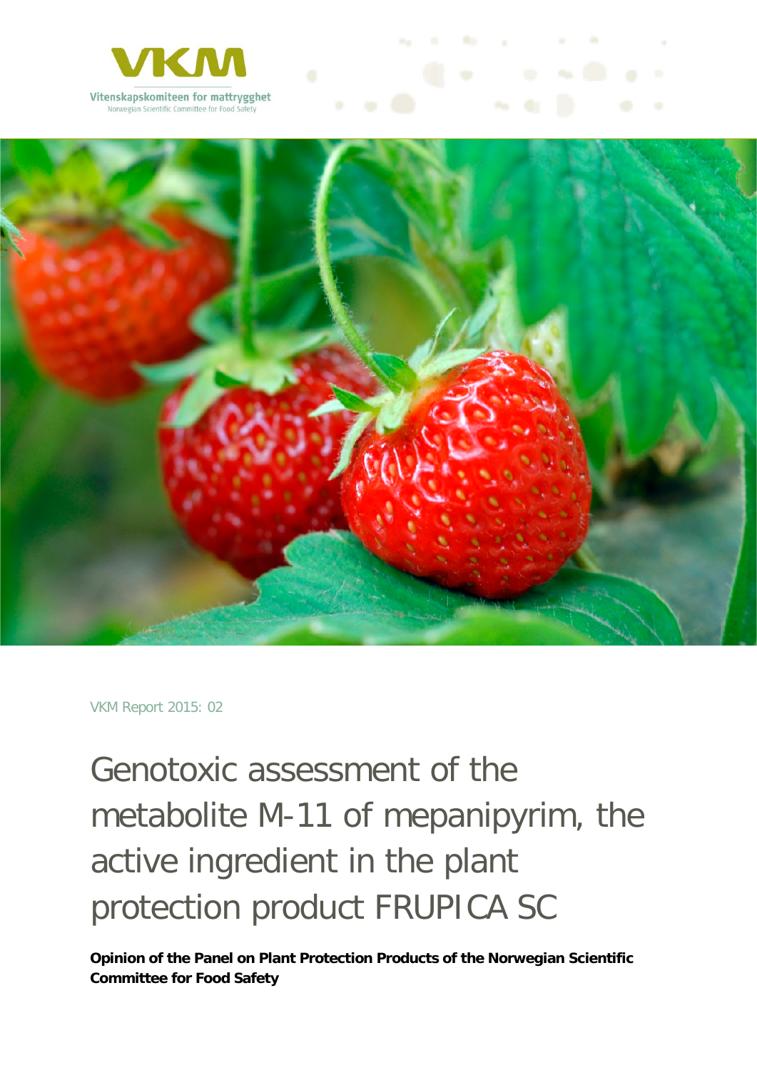VKM

Vitenskapskomiteen for mattrygghet

Norwegian Scientific Committee for Food Safety

VKM Report 2015: 02

# Genotoxic assessment of the metabolite M-11 of mepanipyrim, the active ingredient in the plant protection product FRUPICA SC

**Opinion of the Panel on Plant Protection Products of the Norwegian Scientific Committee for Food Safety**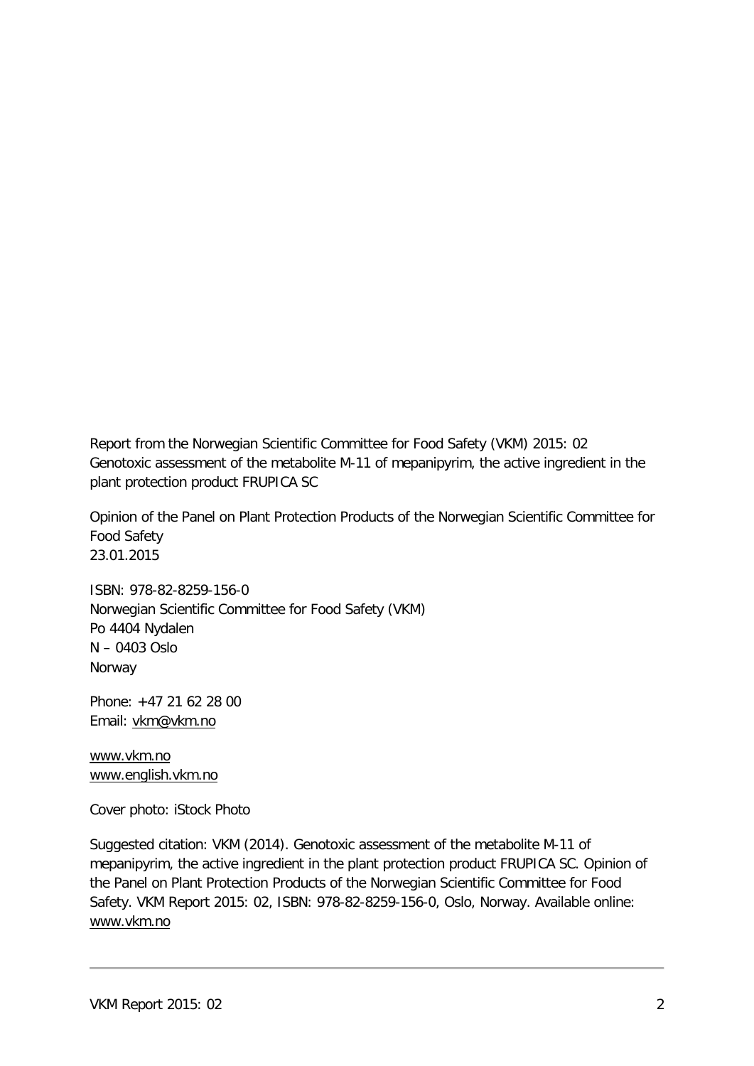Report from the Norwegian Scientific Committee for Food Safety (VKM) 2015: 02
Genotoxic assessment of the metabolite M-11 of mepanipyrim, the active ingredient in the plant protection product FRUPICA SC

Opinion of the Panel on Plant Protection Products of the Norwegian Scientific Committee for Food Safety
23.01.2015

ISBN: 978-82-8259-156-0
Norwegian Scientific Committee for Food Safety (VKM)
Po 4404 Nydalen
N – 0403 Oslo
Norway

Phone: +47 21 62 28 00
Email: vkm@vkm.no

www.vkm.no
www.english.vkm.no

Cover photo: iStock Photo

Suggested citation: VKM (2014). Genotoxic assessment of the metabolite M-11 of mepanipyrim, the active ingredient in the plant protection product FRUPICA SC. Opinion of the Panel on Plant Protection Products of the Norwegian Scientific Committee for Food Safety. VKM Report 2015: 02, ISBN: 978-82-8259-156-0, Oslo, Norway. Available online: www.vkm.no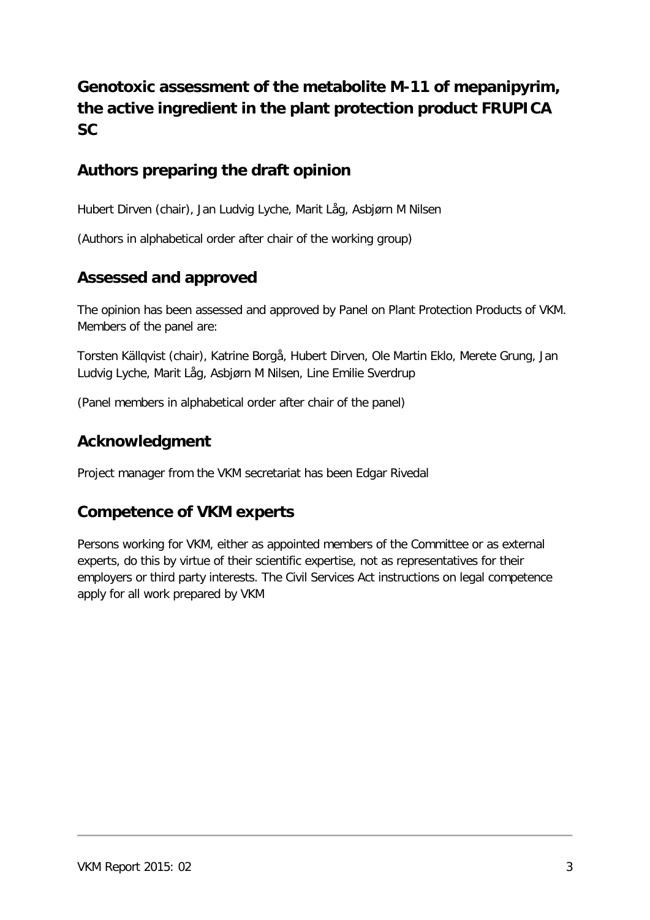# Genotoxic assessment of the metabolite M-11 of mepanipyrim, the active ingredient in the plant protection product FRUPICA SC

## Authors preparing the draft opinion

Hubert Dirven (chair), Jan Ludvig Lyche, Marit Låg, Asbjørn M Nilsen

(Authors in alphabetical order after chair of the working group)

## Assessed and approved

The opinion has been assessed and approved by Panel on Plant Protection Products of VKM. Members of the panel are:

Torsten Källqvist (chair), Katrine Borgå, Hubert Dirven, Ole Martin Eklo, Merete Grung, Jan Ludvig Lyche, Marit Låg, Asbjørn M Nilsen, Line Emilie Sverdrup

(Panel members in alphabetical order after chair of the panel)

## Acknowledgment

Project manager from the VKM secretariat has been Edgar Rivedal

## Competence of VKM experts

Persons working for VKM, either as appointed members of the Committee or as external experts, do this by virtue of their scientific expertise, not as representatives for their employers or third party interests. The Civil Services Act instructions on legal competence apply for all work prepared by VKM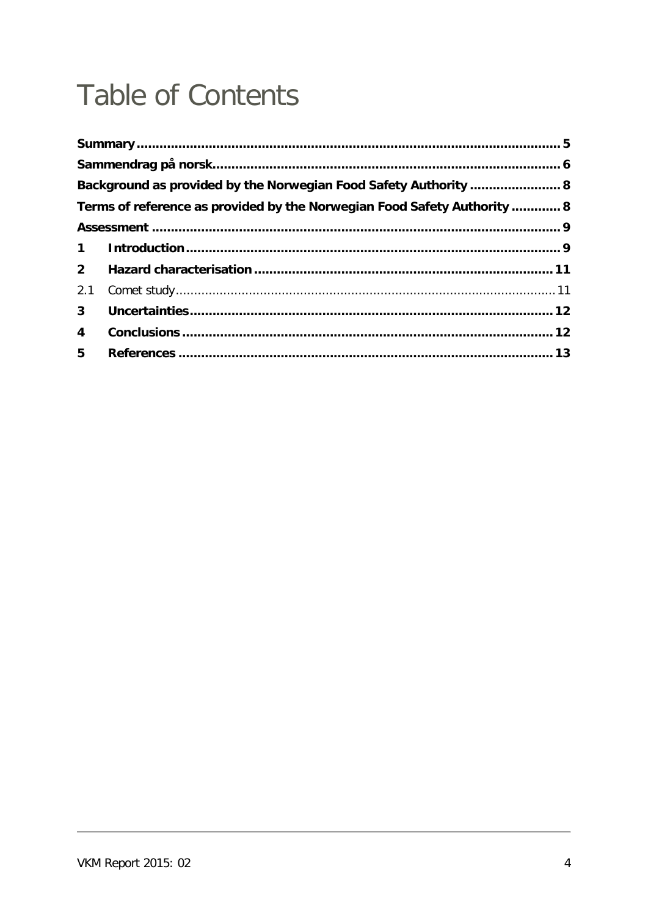# Table of Contents

**Summary** .......... **5**
**Sammendrag på norsk** .......... **6**
**Background as provided by the Norwegian Food Safety Authority** .......... **8**
**Terms of reference as provided by the Norwegian Food Safety Authority** .......... **8**
**Assessment** .......... **9**
**1 Introduction** .......... **9**
**2 Hazard characterisation** .......... **11**
2.1 Comet study .......... 11
**3 Uncertainties** .......... **12**
**4 Conclusions** .......... **12**
**5 References** .......... **13**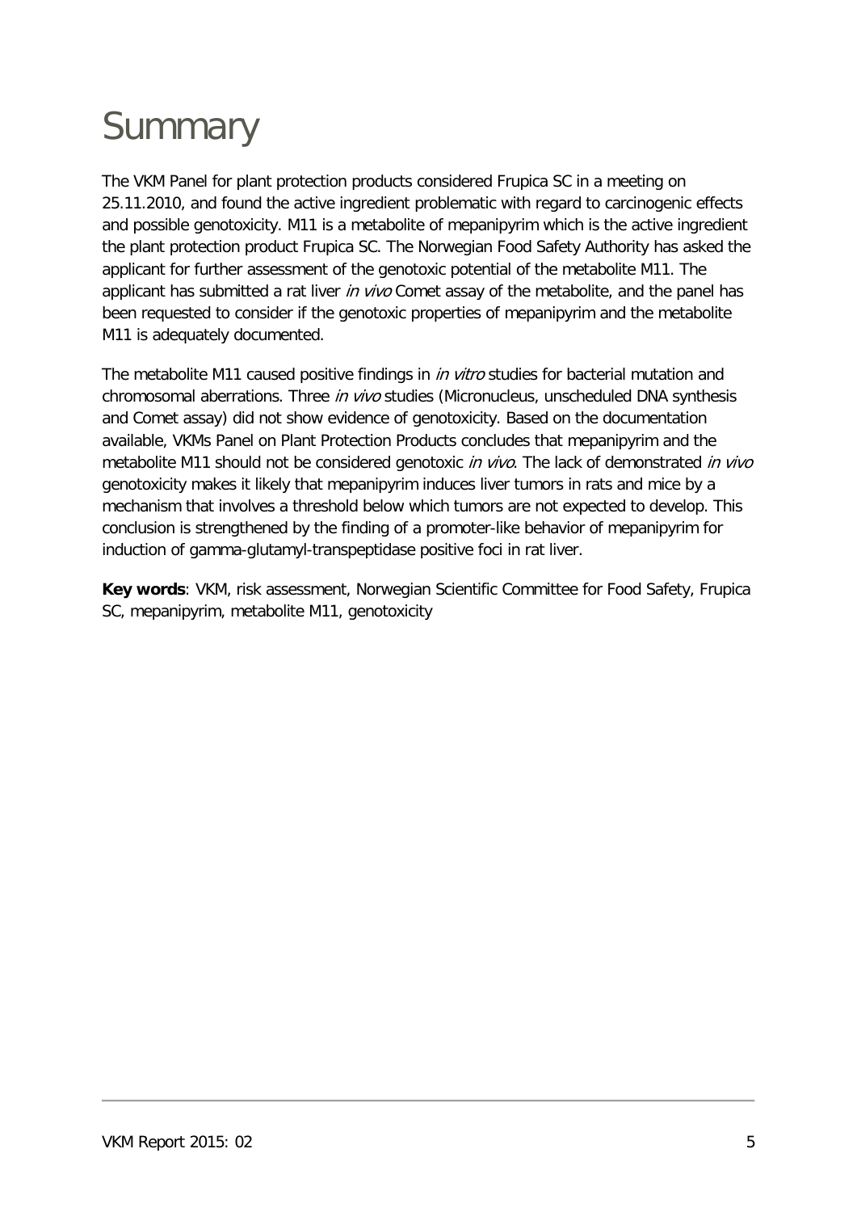# Summary

The VKM Panel for plant protection products considered Frupica SC in a meeting on 25.11.2010, and found the active ingredient problematic with regard to carcinogenic effects and possible genotoxicity. M11 is a metabolite of mepanipyrim which is the active ingredient the plant protection product Frupica SC. The Norwegian Food Safety Authority has asked the applicant for further assessment of the genotoxic potential of the metabolite M11. The applicant has submitted a rat liver *in vivo* Comet assay of the metabolite, and the panel has been requested to consider if the genotoxic properties of mepanipyrim and the metabolite M11 is adequately documented.

The metabolite M11 caused positive findings in *in vitro* studies for bacterial mutation and chromosomal aberrations. Three *in vivo* studies (Micronucleus, unscheduled DNA synthesis and Comet assay) did not show evidence of genotoxicity. Based on the documentation available, VKMs Panel on Plant Protection Products concludes that mepanipyrim and the metabolite M11 should not be considered genotoxic *in vivo*. The lack of demonstrated *in vivo* genotoxicity makes it likely that mepanipyrim induces liver tumors in rats and mice by a mechanism that involves a threshold below which tumors are not expected to develop. This conclusion is strengthened by the finding of a promoter-like behavior of mepanipyrim for induction of gamma-glutamyl-transpeptidase positive foci in rat liver.

**Key words**: VKM, risk assessment, Norwegian Scientific Committee for Food Safety, Frupica SC, mepanipyrim, metabolite M11, genotoxicity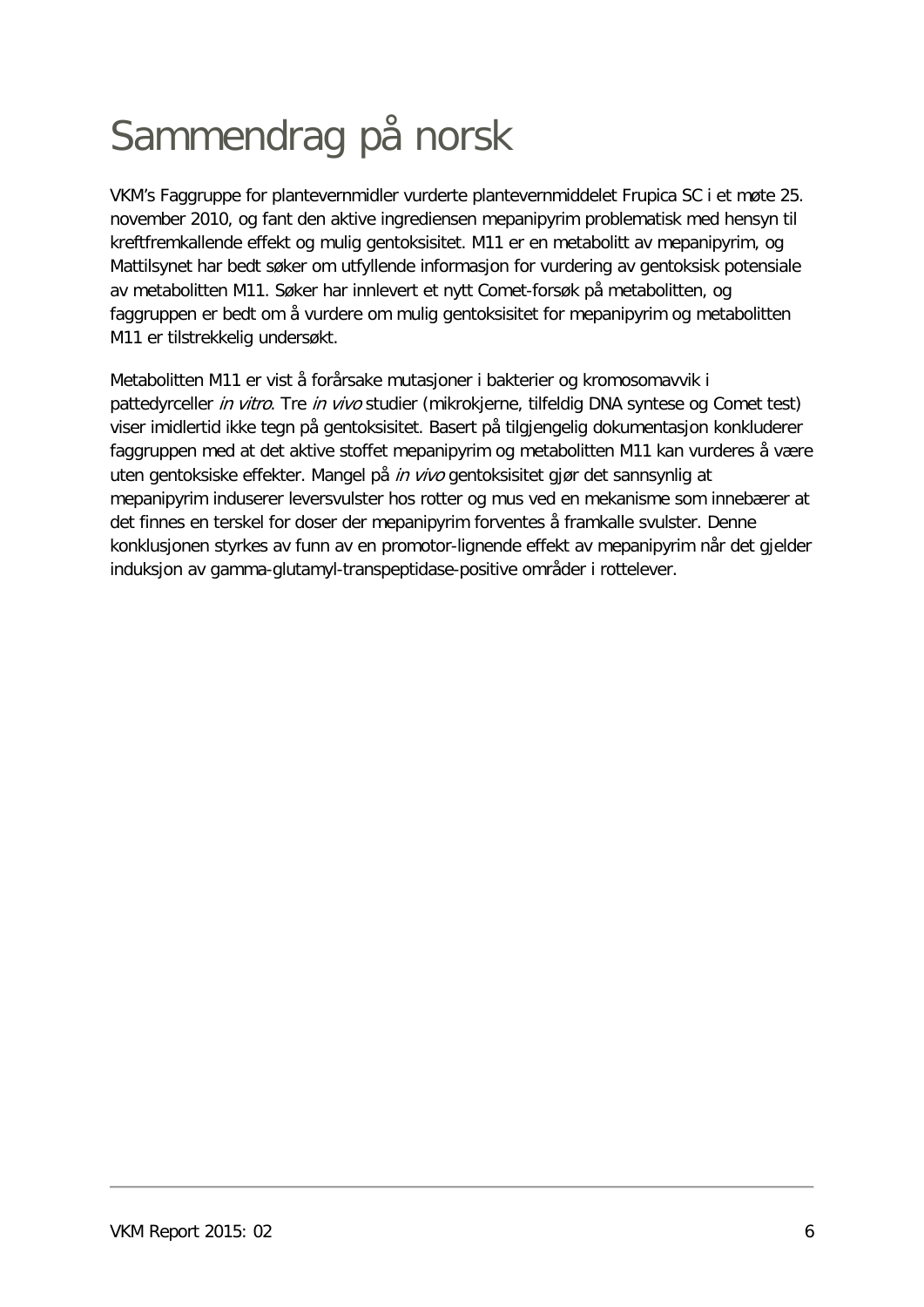# Sammendrag på norsk

VKM's Faggruppe for plantevernmidler vurderte plantevernmiddelet Frupica SC i et møte 25. november 2010, og fant den aktive ingrediensen mepanipyrim problematisk med hensyn til kreftfremkallende effekt og mulig gentoksisitet. M11 er en metabolitt av mepanipyrim, og Mattilsynet har bedt søker om utfyllende informasjon for vurdering av gentoksisk potensiale av metabolitten M11. Søker har innlevert et nytt Comet-forsøk på metabolitten, og faggruppen er bedt om å vurdere om mulig gentoksisitet for mepanipyrim og metabolitten M11 er tilstrekkelig undersøkt.

Metabolitten M11 er vist å forårsake mutasjoner i bakterier og kromosomavvik i pattedyrceller *in vitro*. Tre *in vivo* studier (mikrokjerne, tilfeldig DNA syntese og Comet test) viser imidlertid ikke tegn på gentoksisitet. Basert på tilgjengelig dokumentasjon konkluderer faggruppen med at det aktive stoffet mepanipyrim og metabolitten M11 kan vurderes å være uten gentoksiske effekter. Mangel på *in vivo* gentoksisitet gjør det sannsynlig at mepanipyrim induserer leversvulster hos rotter og mus ved en mekanisme som innebærer at det finnes en terskel for doser der mepanipyrim forventes å framkalle svulster. Denne konklusjonen styrkes av funn av en promotor-lignende effekt av mepanipyrim når det gjelder induksjon av gamma-glutamyl-transpeptidase-positive områder i rottelever.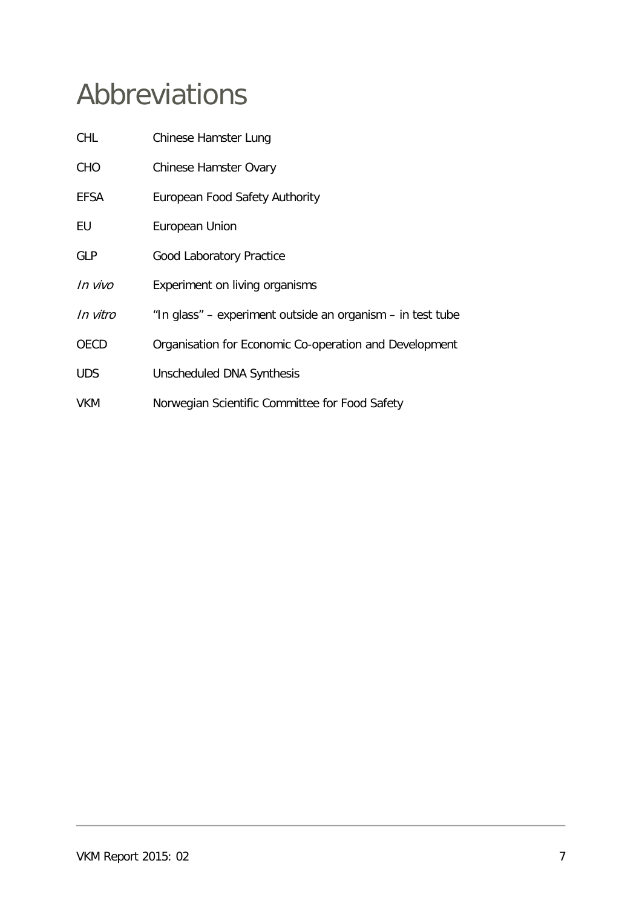# Abbreviations

| | |
|---|---|
| CHL | Chinese Hamster Lung |
| CHO | Chinese Hamster Ovary |
| EFSA | European Food Safety Authority |
| EU | European Union |
| GLP | Good Laboratory Practice |
| *In vivo* | Experiment on living organisms |
| *In vitro* | "In glass" – experiment outside an organism – in test tube |
| OECD | Organisation for Economic Co-operation and Development |
| UDS | Unscheduled DNA Synthesis |
| VKM | Norwegian Scientific Committee for Food Safety |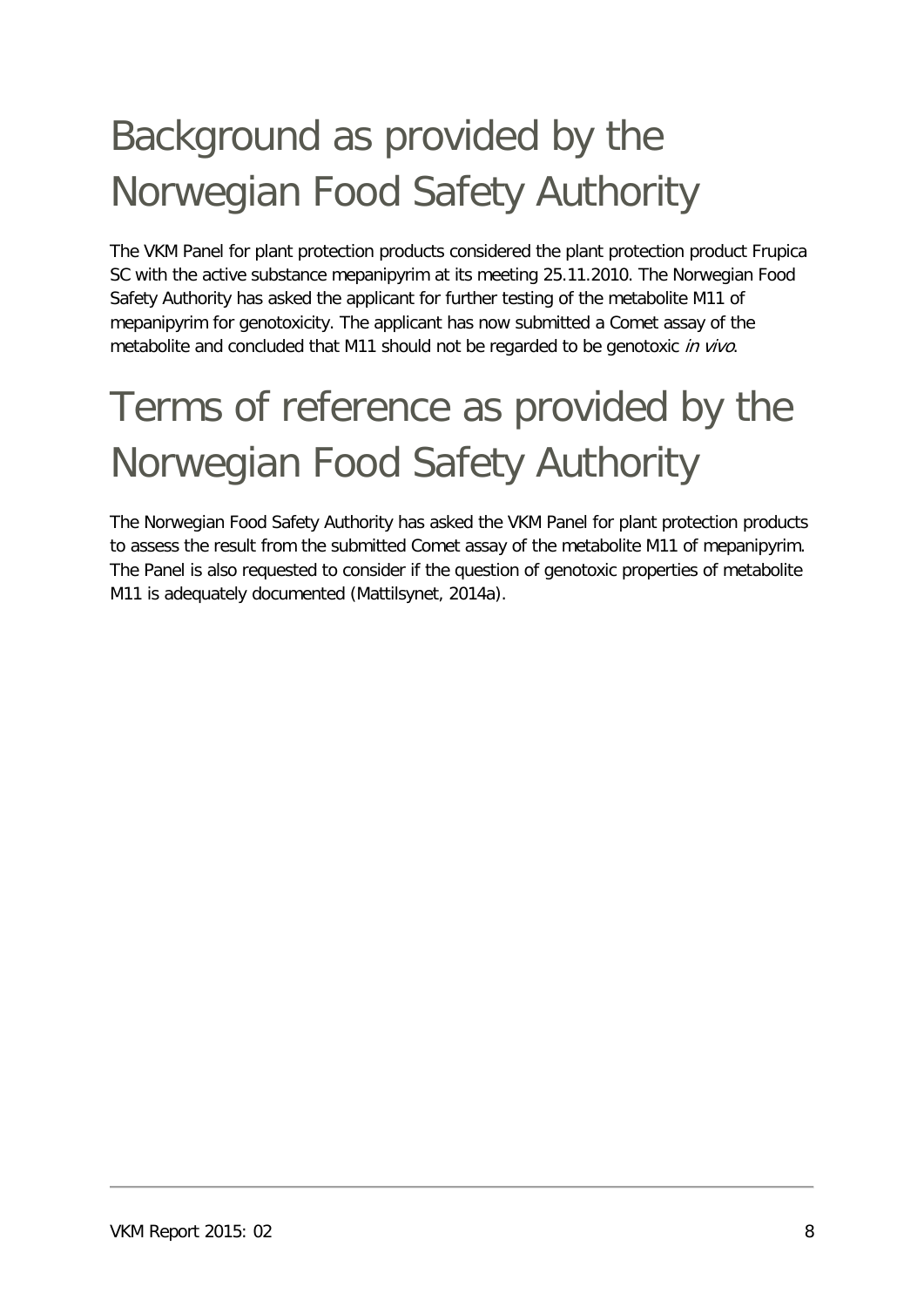# Background as provided by the Norwegian Food Safety Authority

The VKM Panel for plant protection products considered the plant protection product Frupica SC with the active substance mepanipyrim at its meeting 25.11.2010. The Norwegian Food Safety Authority has asked the applicant for further testing of the metabolite M11 of mepanipyrim for genotoxicity. The applicant has now submitted a Comet assay of the metabolite and concluded that M11 should not be regarded to be genotoxic *in vivo*.

# Terms of reference as provided by the Norwegian Food Safety Authority

The Norwegian Food Safety Authority has asked the VKM Panel for plant protection products to assess the result from the submitted Comet assay of the metabolite M11 of mepanipyrim. The Panel is also requested to consider if the question of genotoxic properties of metabolite M11 is adequately documented (Mattilsynet, 2014a).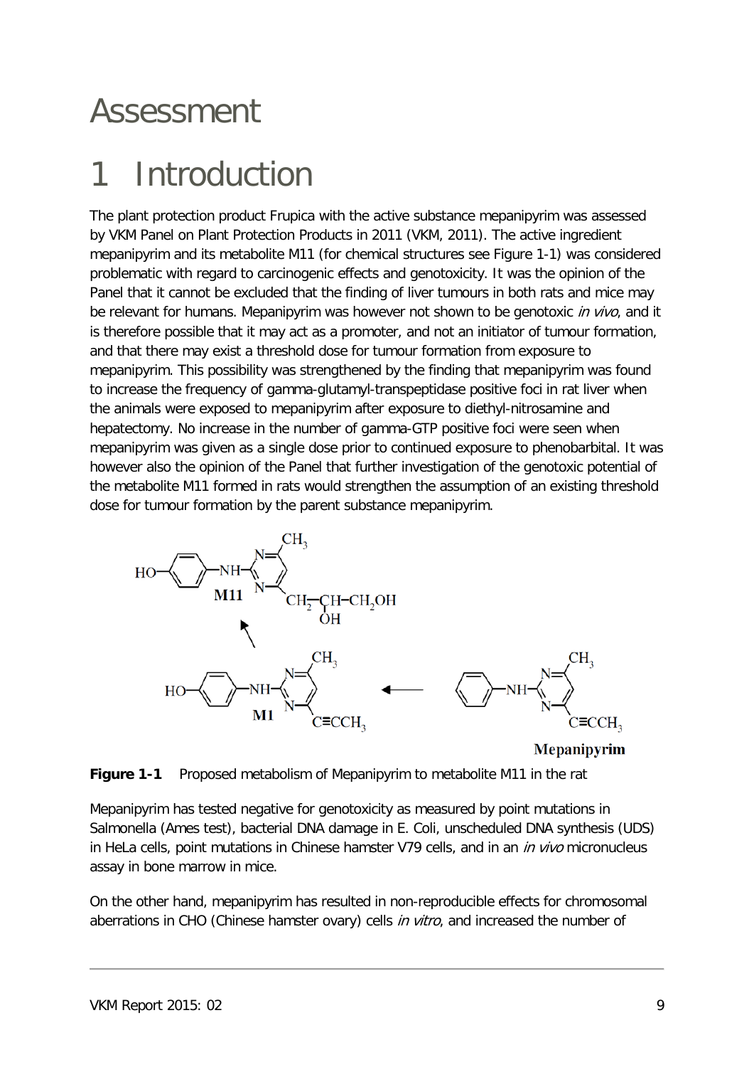# Assessment

# 1 Introduction

The plant protection product Frupica with the active substance mepanipyrim was assessed by VKM Panel on Plant Protection Products in 2011 (VKM, 2011). The active ingredient mepanipyrim and its metabolite M11 (for chemical structures see Figure 1-1) was considered problematic with regard to carcinogenic effects and genotoxicity. It was the opinion of the Panel that it cannot be excluded that the finding of liver tumours in both rats and mice may be relevant for humans. Mepanipyrim was however not shown to be genotoxic *in vivo*, and it is therefore possible that it may act as a promoter, and not an initiator of tumour formation, and that there may exist a threshold dose for tumour formation from exposure to mepanipyrim. This possibility was strengthened by the finding that mepanipyrim was found to increase the frequency of gamma-glutamyl-transpeptidase positive foci in rat liver when the animals were exposed to mepanipyrim after exposure to diethyl-nitrosamine and hepatectomy. No increase in the number of gamma-GTP positive foci were seen when mepanipyrim was given as a single dose prior to continued exposure to phenobarbital. It was however also the opinion of the Panel that further investigation of the genotoxic potential of the metabolite M11 formed in rats would strengthen the assumption of an existing threshold dose for tumour formation by the parent substance mepanipyrim.

**Figure 1-1** Proposed metabolism of Mepanipyrim to metabolite M11 in the rat

Mepanipyrim has tested negative for genotoxicity as measured by point mutations in Salmonella (Ames test), bacterial DNA damage in E. Coli, unscheduled DNA synthesis (UDS) in HeLa cells, point mutations in Chinese hamster V79 cells, and in an *in vivo* micronucleus assay in bone marrow in mice.

On the other hand, mepanipyrim has resulted in non-reproducible effects for chromosomal aberrations in CHO (Chinese hamster ovary) cells *in vitro*, and increased the number of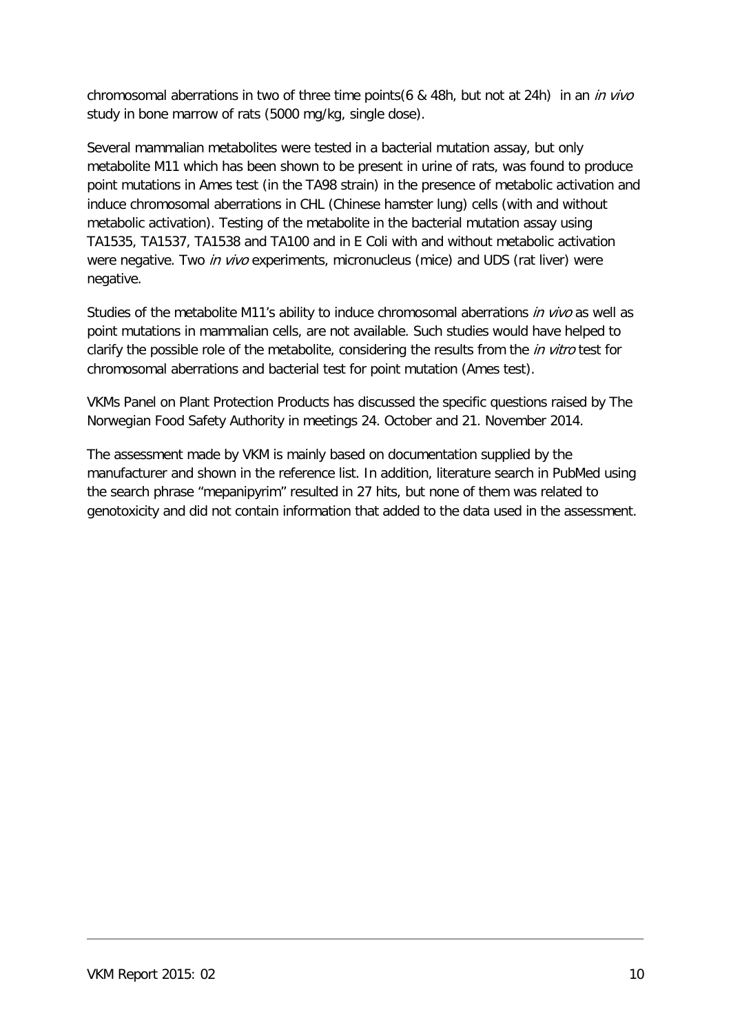chromosomal aberrations in two of three time points(6 & 48h, but not at 24h) in an *in vivo* study in bone marrow of rats (5000 mg/kg, single dose).

Several mammalian metabolites were tested in a bacterial mutation assay, but only metabolite M11 which has been shown to be present in urine of rats, was found to produce point mutations in Ames test (in the TA98 strain) in the presence of metabolic activation and induce chromosomal aberrations in CHL (Chinese hamster lung) cells (with and without metabolic activation). Testing of the metabolite in the bacterial mutation assay using TA1535, TA1537, TA1538 and TA100 and in E Coli with and without metabolic activation were negative. Two *in vivo* experiments, micronucleus (mice) and UDS (rat liver) were negative.

Studies of the metabolite M11's ability to induce chromosomal aberrations *in vivo* as well as point mutations in mammalian cells, are not available. Such studies would have helped to clarify the possible role of the metabolite, considering the results from the *in vitro* test for chromosomal aberrations and bacterial test for point mutation (Ames test).

VKMs Panel on Plant Protection Products has discussed the specific questions raised by The Norwegian Food Safety Authority in meetings 24. October and 21. November 2014.

The assessment made by VKM is mainly based on documentation supplied by the manufacturer and shown in the reference list. In addition, literature search in PubMed using the search phrase "mepanipyrim" resulted in 27 hits, but none of them was related to genotoxicity and did not contain information that added to the data used in the assessment.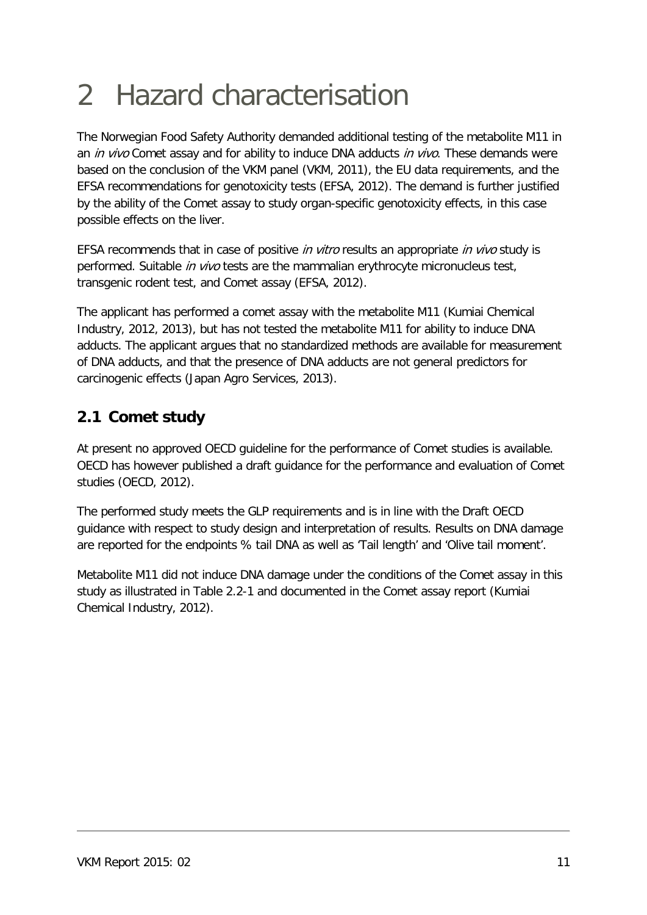# 2 Hazard characterisation

The Norwegian Food Safety Authority demanded additional testing of the metabolite M11 in an *in vivo* Comet assay and for ability to induce DNA adducts *in vivo*. These demands were based on the conclusion of the VKM panel (VKM, 2011), the EU data requirements, and the EFSA recommendations for genotoxicity tests (EFSA, 2012). The demand is further justified by the ability of the Comet assay to study organ-specific genotoxicity effects, in this case possible effects on the liver.

EFSA recommends that in case of positive *in vitro* results an appropriate *in vivo* study is performed. Suitable *in vivo* tests are the mammalian erythrocyte micronucleus test, transgenic rodent test, and Comet assay (EFSA, 2012).

The applicant has performed a comet assay with the metabolite M11 (Kumiai Chemical Industry, 2012, 2013), but has not tested the metabolite M11 for ability to induce DNA adducts. The applicant argues that no standardized methods are available for measurement of DNA adducts, and that the presence of DNA adducts are not general predictors for carcinogenic effects (Japan Agro Services, 2013).

## 2.1 Comet study

At present no approved OECD guideline for the performance of Comet studies is available. OECD has however published a draft guidance for the performance and evaluation of Comet studies (OECD, 2012).

The performed study meets the GLP requirements and is in line with the Draft OECD guidance with respect to study design and interpretation of results. Results on DNA damage are reported for the endpoints % tail DNA as well as 'Tail length' and 'Olive tail moment'.

Metabolite M11 did not induce DNA damage under the conditions of the Comet assay in this study as illustrated in Table 2.2-1 and documented in the Comet assay report (Kumiai Chemical Industry, 2012).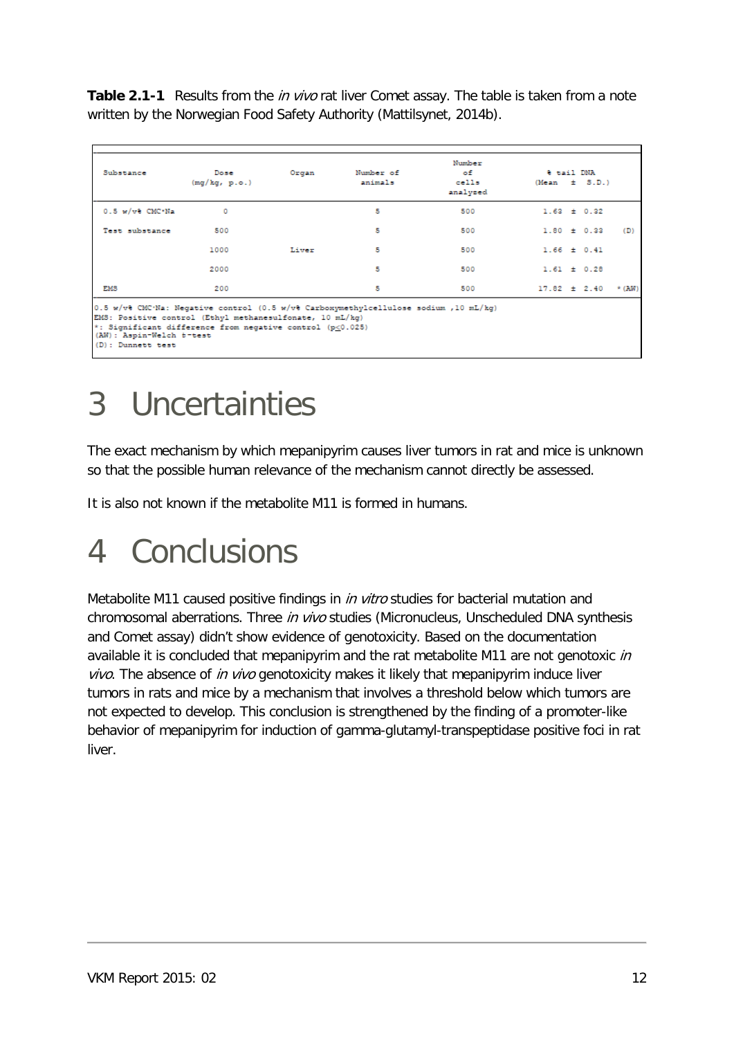**Table 2.1-1** Results from the *in vivo* rat liver Comet assay. The table is taken from a note written by the Norwegian Food Safety Authority (Mattilsynet, 2014b).

| Substance | Dose (mg/kg, p.o.) | Organ | Number of animals | Number of cells analyzed | % tail DNA (Mean ± S.D.) | |
|---|---|---|---|---|---|---|
| 0.5 w/v% CMC·Na | 0 | | 5 | 500 | 1.63 ± 0.32 | |
| Test substance | 500 | | 5 | 500 | 1.80 ± 0.33 | (D) |
| | 1000 | Liver | 5 | 500 | 1.66 ± 0.41 | |
| | 2000 | | 5 | 500 | 1.61 ± 0.28 | |
| EMS | 200 | | 5 | 500 | 17.82 ± 2.40 | *(AW) |

0.5 w/v% CMC·Na: Negative control (0.5 w/v% Carboxymethylcellulose sodium ,10 mL/kg)
EMS: Positive control (Ethyl methanesulfonate, 10 mL/kg)
*: Significant difference from negative control ($p \leq 0.025$)
(AW): Aspin-Welch t-test
(D): Dunnett test

# 3 Uncertainties

The exact mechanism by which mepanipyrim causes liver tumors in rat and mice is unknown so that the possible human relevance of the mechanism cannot directly be assessed.

It is also not known if the metabolite M11 is formed in humans.

# 4 Conclusions

Metabolite M11 caused positive findings in *in vitro* studies for bacterial mutation and chromosomal aberrations. Three *in vivo* studies (Micronucleus, Unscheduled DNA synthesis and Comet assay) didn't show evidence of genotoxicity. Based on the documentation available it is concluded that mepanipyrim and the rat metabolite M11 are not genotoxic *in vivo*. The absence of *in vivo* genotoxicity makes it likely that mepanipyrim induce liver tumors in rats and mice by a mechanism that involves a threshold below which tumors are not expected to develop. This conclusion is strengthened by the finding of a promoter-like behavior of mepanipyrim for induction of gamma-glutamyl-transpeptidase positive foci in rat liver.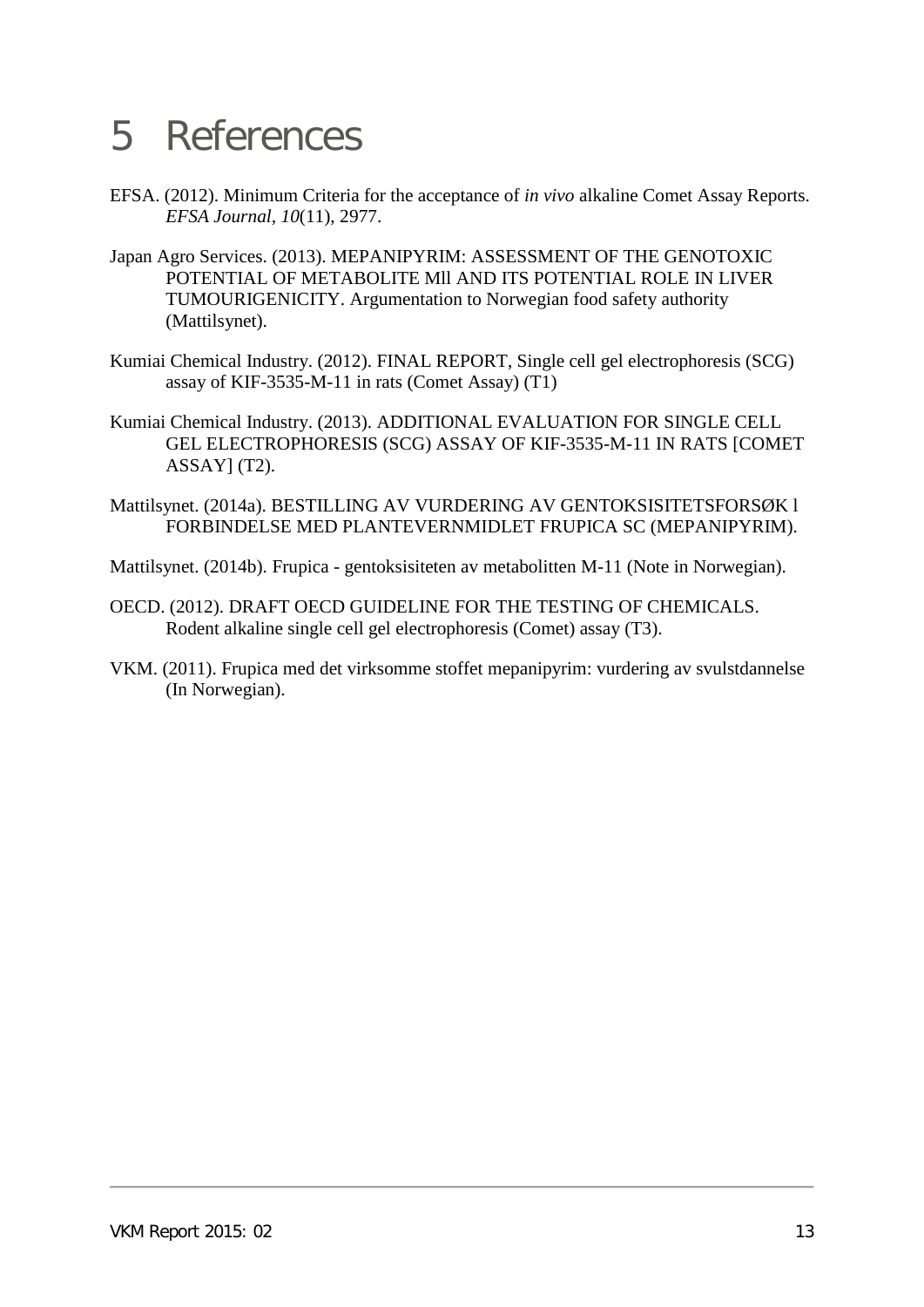# 5 References

EFSA. (2012). Minimum Criteria for the acceptance of *in vivo* alkaline Comet Assay Reports. *EFSA Journal*, *10*(11), 2977.

Japan Agro Services. (2013). MEPANIPYRIM: ASSESSMENT OF THE GENOTOXIC POTENTIAL OF METABOLITE MlI AND ITS POTENTIAL ROLE IN LIVER TUMOURIGENICITY. Argumentation to Norwegian food safety authority (Mattilsynet).

Kumiai Chemical Industry. (2012). FINAL REPORT, Single cell gel electrophoresis (SCG) assay of KIF-3535-M-11 in rats (Comet Assay) (T1)

Kumiai Chemical Industry. (2013). ADDITIONAL EVALUATION FOR SINGLE CELL GEL ELECTROPHORESIS (SCG) ASSAY OF KIF-3535-M-11 IN RATS [COMET ASSAY] (T2).

Mattilsynet. (2014a). BESTILLING AV VURDERING AV GENTOKSISITETSFORSØK l FORBINDELSE MED PLANTEVERNMIDLET FRUPICA SC (MEPANIPYRIM).

Mattilsynet. (2014b). Frupica - gentoksisiteten av metabolitten M-11 (Note in Norwegian).

OECD. (2012). DRAFT OECD GUIDELINE FOR THE TESTING OF CHEMICALS. Rodent alkaline single cell gel electrophoresis (Comet) assay (T3).

VKM. (2011). Frupica med det virksomme stoffet mepanipyrim: vurdering av svulstdannelse (In Norwegian).